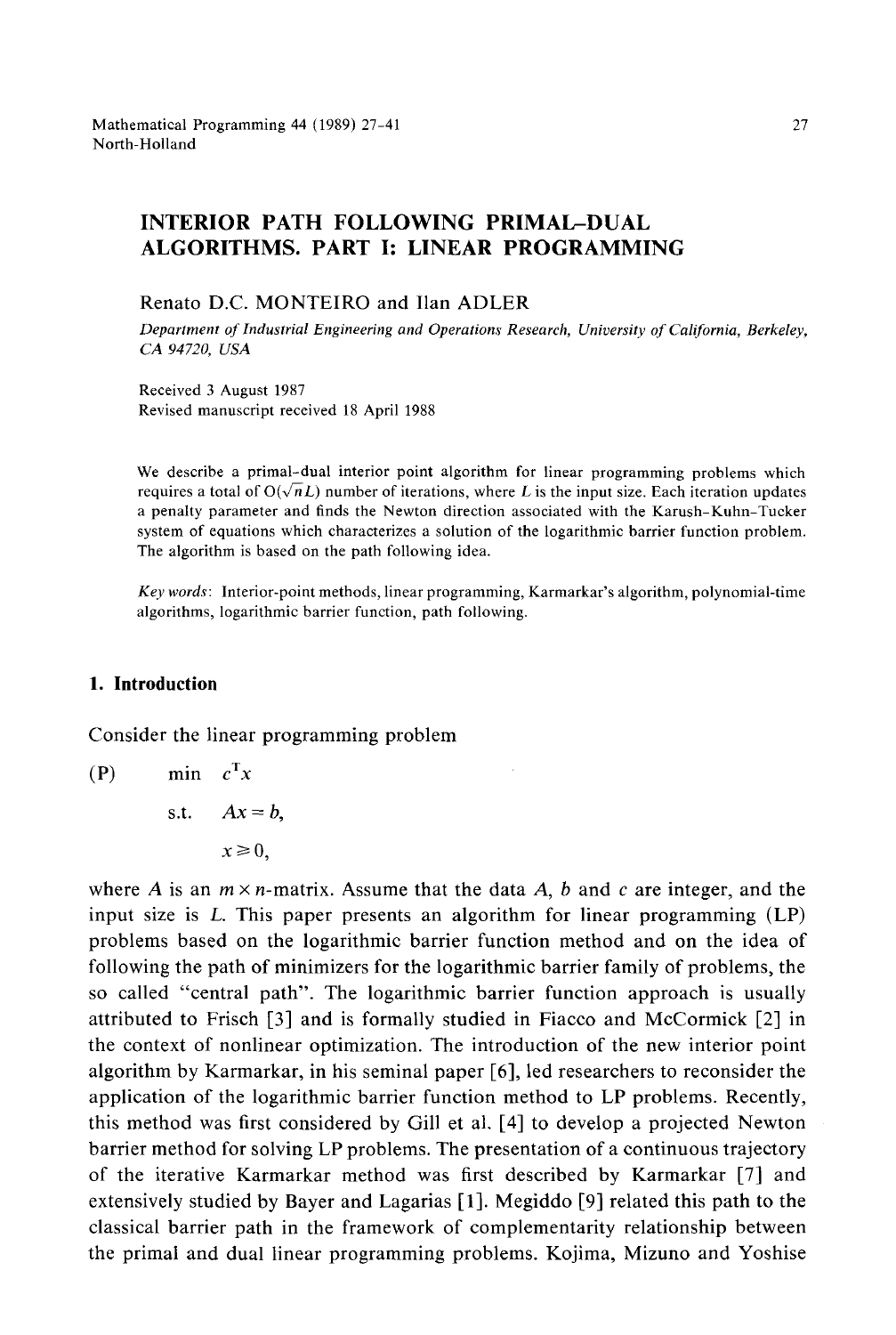# INTERIOR PATH FOLLOWING PRIMAL–DUAL ALGORITHMS. PART I: LINEAR PROGRAMMING

Renato D.C. MONTEIRO and Ilan ADLER

*Department of Industrial Engineering and Operations Research, University of California, Berkeley, CA 94720, USA*

Received 3 August 1987
Revised manuscript received 18 April 1988

We describe a primal-dual interior point algorithm for linear programming problems which requires a total of $O(\sqrt{n}L)$ number of iterations, where $L$ is the input size. Each iteration updates a penalty parameter and finds the Newton direction associated with the Karush–Kuhn–Tucker system of equations which characterizes a solution of the logarithmic barrier function problem. The algorithm is based on the path following idea.

*Key words:* Interior-point methods, linear programming, Karmarkar's algorithm, polynomial-time algorithms, logarithmic barrier function, path following.

## 1. Introduction

Consider the linear programming problem

$$
\begin{aligned}
\text{(P)} \qquad & \min \quad c^{T}x \\
& \text{s.t.} \quad Ax = b, \\
& \qquad\quad x \geq 0,
\end{aligned}
$$

where $A$ is an $m \times n$-matrix. Assume that the data $A$, $b$ and $c$ are integer, and the input size is $L$. This paper presents an algorithm for linear programming (LP) problems based on the logarithmic barrier function method and on the idea of following the path of minimizers for the logarithmic barrier family of problems, the so called "central path". The logarithmic barrier function approach is usually attributed to Frisch [3] and is formally studied in Fiacco and McCormick [2] in the context of nonlinear optimization. The introduction of the new interior point algorithm by Karmarkar, in his seminal paper [6], led researchers to reconsider the application of the logarithmic barrier function method to LP problems. Recently, this method was first considered by Gill et al. [4] to develop a projected Newton barrier method for solving LP problems. The presentation of a continuous trajectory of the iterative Karmarkar method was first described by Karmarkar [7] and extensively studied by Bayer and Lagarias [1]. Megiddo [9] related this path to the classical barrier path in the framework of complementarity relationship between the primal and dual linear programming problems. Kojima, Mizuno and Yoshise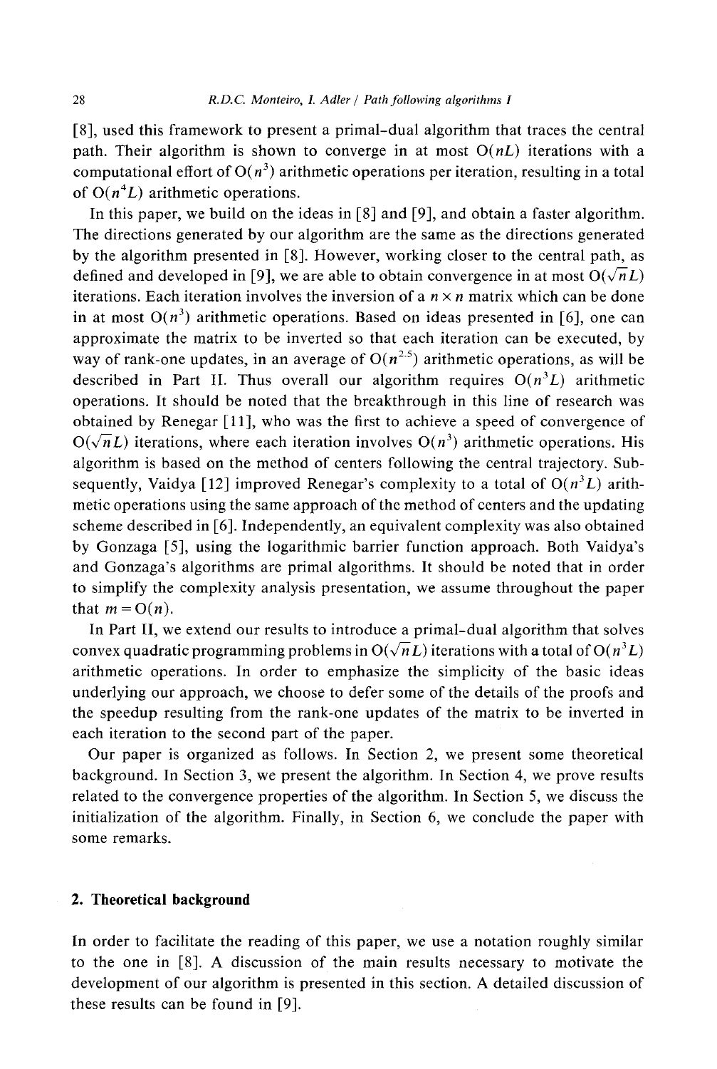[8], used this framework to present a primal–dual algorithm that traces the central path. Their algorithm is shown to converge in at most $O(nL)$ iterations with a computational effort of $O(n^3)$ arithmetic operations per iteration, resulting in a total of $O(n^4L)$ arithmetic operations.

In this paper, we build on the ideas in [8] and [9], and obtain a faster algorithm. The directions generated by our algorithm are the same as the directions generated by the algorithm presented in [8]. However, working closer to the central path, as defined and developed in [9], we are able to obtain convergence in at most $O(\sqrt{n}L)$ iterations. Each iteration involves the inversion of a $n \times n$ matrix which can be done in at most $O(n^3)$ arithmetic operations. Based on ideas presented in [6], one can approximate the matrix to be inverted so that each iteration can be executed, by way of rank-one updates, in an average of $O(n^{2.5})$ arithmetic operations, as will be described in Part II. Thus overall our algorithm requires $O(n^3L)$ arithmetic operations. It should be noted that the breakthrough in this line of research was obtained by Renegar [11], who was the first to achieve a speed of convergence of $O(\sqrt{n}L)$ iterations, where each iteration involves $O(n^3)$ arithmetic operations. His algorithm is based on the method of centers following the central trajectory. Subsequently, Vaidya [12] improved Renegar's complexity to a total of $O(n^3L)$ arithmetic operations using the same approach of the method of centers and the updating scheme described in [6]. Independently, an equivalent complexity was also obtained by Gonzaga [5], using the logarithmic barrier function approach. Both Vaidya's and Gonzaga's algorithms are primal algorithms. It should be noted that in order to simplify the complexity analysis presentation, we assume throughout the paper that $m = O(n)$.

In Part II, we extend our results to introduce a primal–dual algorithm that solves convex quadratic programming problems in $O(\sqrt{n}L)$ iterations with a total of $O(n^3L)$ arithmetic operations. In order to emphasize the simplicity of the basic ideas underlying our approach, we choose to defer some of the details of the proofs and the speedup resulting from the rank-one updates of the matrix to be inverted in each iteration to the second part of the paper.

Our paper is organized as follows. In Section 2, we present some theoretical background. In Section 3, we present the algorithm. In Section 4, we prove results related to the convergence properties of the algorithm. In Section 5, we discuss the initialization of the algorithm. Finally, in Section 6, we conclude the paper with some remarks.

## 2. Theoretical background

In order to facilitate the reading of this paper, we use a notation roughly similar to the one in [8]. A discussion of the main results necessary to motivate the development of our algorithm is presented in this section. A detailed discussion of these results can be found in [9].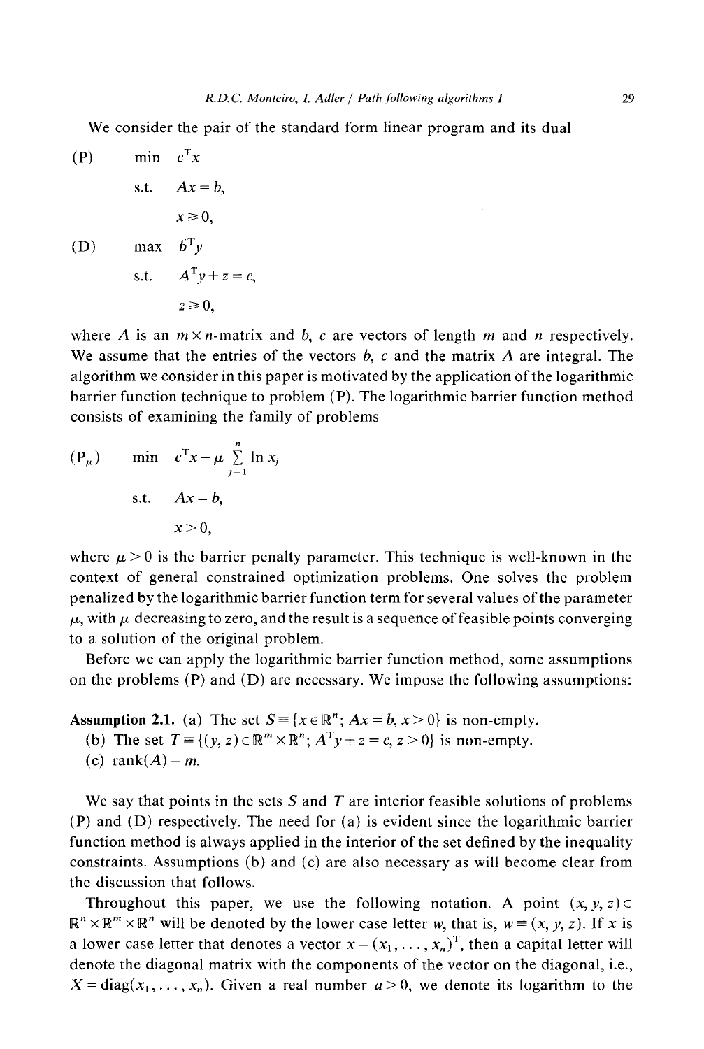We consider the pair of the standard form linear program and its dual

$$
\begin{array}{llll}
\text{(P)} & \min & c^{\mathrm{T}}x & \\
& \text{s.t.} & Ax = b, & \\
& & x \geq 0, & \\
\text{(D)} & \max & b^{\mathrm{T}}y & \\
& \text{s.t.} & A^{\mathrm{T}}y + z = c, & \\
& & z \geq 0, &
\end{array}
$$

where $A$ is an $m \times n$-matrix and $b$, $c$ are vectors of length $m$ and $n$ respectively. We assume that the entries of the vectors $b$, $c$ and the matrix $A$ are integral. The algorithm we consider in this paper is motivated by the application of the logarithmic barrier function technique to problem (P). The logarithmic barrier function method consists of examining the family of problems

$$
\begin{array}{lll}
(\mathrm{P}_\mu) & \min & c^{\mathrm{T}}x - \mu \sum_{j=1}^{n} \ln x_j \\
& \text{s.t.} & Ax = b, \\
& & x > 0,
\end{array}
$$

where $\mu > 0$ is the barrier penalty parameter. This technique is well-known in the context of general constrained optimization problems. One solves the problem penalized by the logarithmic barrier function term for several values of the parameter $\mu$, with $\mu$ decreasing to zero, and the result is a sequence of feasible points converging to a solution of the original problem.

Before we can apply the logarithmic barrier function method, some assumptions on the problems (P) and (D) are necessary. We impose the following assumptions:

**Assumption 2.1.** (a) The set $S \equiv \{x \in \mathbb{R}^n;\ Ax = b,\ x > 0\}$ is non-empty.
(b) The set $T \equiv \{(y, z) \in \mathbb{R}^m \times \mathbb{R}^n;\ A^{\mathrm{T}}y + z = c,\ z > 0\}$ is non-empty.
(c) $\operatorname{rank}(A) = m$.

We say that points in the sets $S$ and $T$ are interior feasible solutions of problems (P) and (D) respectively. The need for (a) is evident since the logarithmic barrier function method is always applied in the interior of the set defined by the inequality constraints. Assumptions (b) and (c) are also necessary as will become clear from the discussion that follows.

Throughout this paper, we use the following notation. A point $(x, y, z) \in \mathbb{R}^n \times \mathbb{R}^m \times \mathbb{R}^n$ will be denoted by the lower case letter $w$, that is, $w \equiv (x, y, z)$. If $x$ is a lower case letter that denotes a vector $x = (x_1, \ldots, x_n)^{\mathrm{T}}$, then a capital letter will denote the diagonal matrix with the components of the vector on the diagonal, i.e., $X = \operatorname{diag}(x_1, \ldots, x_n)$. Given a real number $a > 0$, we denote its logarithm to the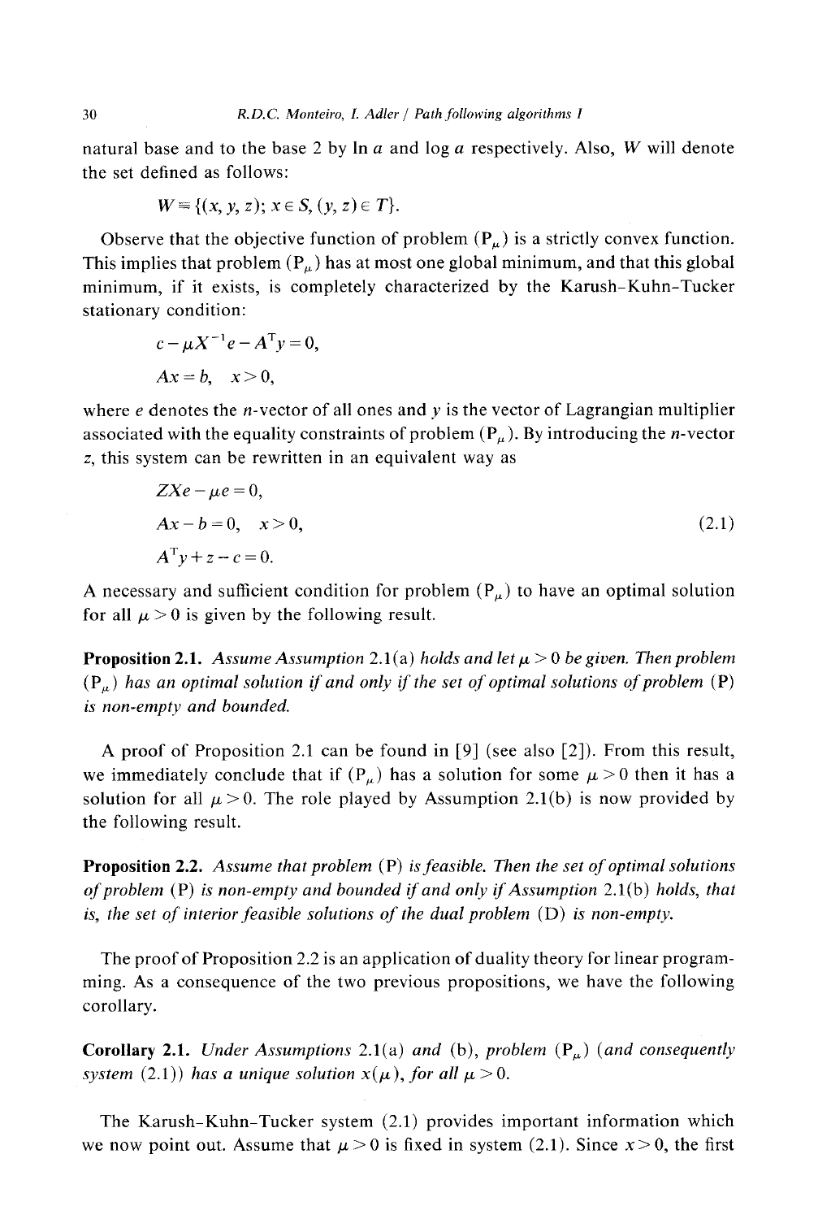natural base and to the base 2 by $\ln a$ and $\log a$ respectively. Also, $W$ will denote the set defined as follows:

$$W \equiv \{(x, y, z);\ x \in S,\ (y, z) \in T\}.$$

Observe that the objective function of problem $(\mathrm{P}_\mu)$ is a strictly convex function. This implies that problem $(\mathrm{P}_\mu)$ has at most one global minimum, and that this global minimum, if it exists, is completely characterized by the Karush–Kuhn–Tucker stationary condition:

$$c - \mu X^{-1}e - A^{\mathrm{T}}y = 0,$$

$$Ax = b, \quad x > 0,$$

where $e$ denotes the $n$-vector of all ones and $y$ is the vector of Lagrangian multiplier associated with the equality constraints of problem $(\mathrm{P}_\mu)$. By introducing the $n$-vector $z$, this system can be rewritten in an equivalent way as

$$\begin{aligned} &ZXe - \mu e = 0, \\ &Ax - b = 0, \quad x > 0, \\ &A^{\mathrm{T}}y + z - c = 0. \end{aligned} \tag{2.1}$$

A necessary and sufficient condition for problem $(\mathrm{P}_\mu)$ to have an optimal solution for all $\mu > 0$ is given by the following result.

**Proposition 2.1.** *Assume Assumption 2.1(a) holds and let $\mu > 0$ be given. Then problem $(\mathrm{P}_\mu)$ has an optimal solution if and only if the set of optimal solutions of problem (P) is non-empty and bounded.*

A proof of Proposition 2.1 can be found in [9] (see also [2]). From this result, we immediately conclude that if $(\mathrm{P}_\mu)$ has a solution for some $\mu > 0$ then it has a solution for all $\mu > 0$. The role played by Assumption 2.1(b) is now provided by the following result.

**Proposition 2.2.** *Assume that problem (P) is feasible. Then the set of optimal solutions of problem (P) is non-empty and bounded if and only if Assumption 2.1(b) holds, that is, the set of interior feasible solutions of the dual problem (D) is non-empty.*

The proof of Proposition 2.2 is an application of duality theory for linear programming. As a consequence of the two previous propositions, we have the following corollary.

**Corollary 2.1.** *Under Assumptions 2.1(a) and (b), problem $(\mathrm{P}_\mu)$ (and consequently system (2.1)) has a unique solution $x(\mu)$, for all $\mu > 0$.*

The Karush–Kuhn–Tucker system (2.1) provides important information which we now point out. Assume that $\mu > 0$ is fixed in system (2.1). Since $x > 0$, the first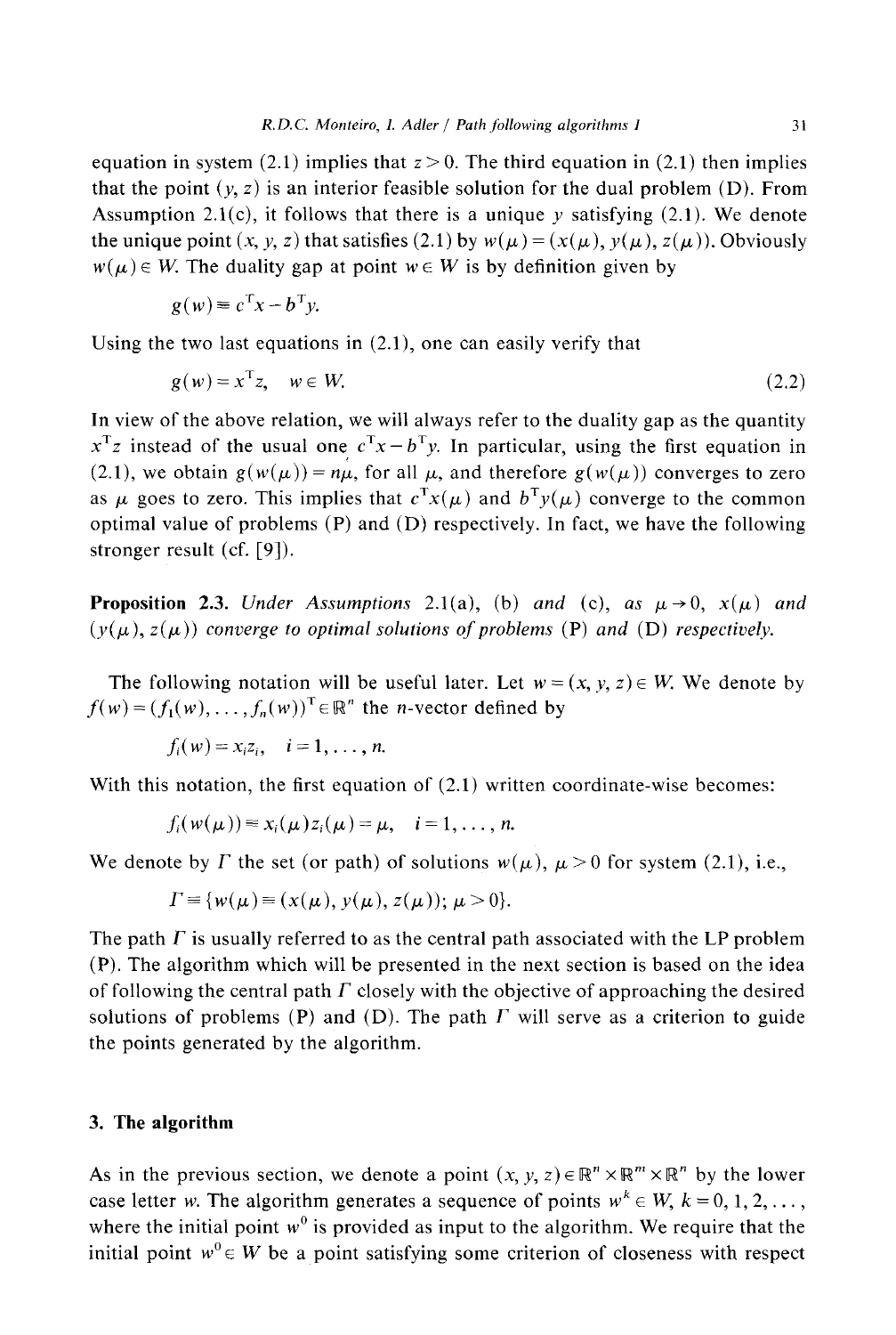equation in system (2.1) implies that $z > 0$. The third equation in (2.1) then implies that the point $(y, z)$ is an interior feasible solution for the dual problem (D). From Assumption 2.1(c), it follows that there is a unique $y$ satisfying (2.1). We denote the unique point $(x, y, z)$ that satisfies (2.1) by $w(\mu) = (x(\mu), y(\mu), z(\mu))$. Obviously $w(\mu) \in W$. The duality gap at point $w \in W$ is by definition given by

$$g(w) \equiv c^{\mathrm{T}}x - b^{\mathrm{T}}y.$$

Using the two last equations in (2.1), one can easily verify that

$$g(w) = x^{\mathrm{T}}z, \quad w \in W. \tag{2.2}$$

In view of the above relation, we will always refer to the duality gap as the quantity $x^{\mathrm{T}}z$ instead of the usual one $c^{\mathrm{T}}x - b^{\mathrm{T}}y$. In particular, using the first equation in (2.1), we obtain $g(w(\mu)) = n\mu$, for all $\mu$, and therefore $g(w(\mu))$ converges to zero as $\mu$ goes to zero. This implies that $c^{\mathrm{T}}x(\mu)$ and $b^{\mathrm{T}}y(\mu)$ converge to the common optimal value of problems (P) and (D) respectively. In fact, we have the following stronger result (cf. [9]).

**Proposition 2.3.** *Under Assumptions* 2.1(a), (b) *and* (c), *as* $\mu \to 0$, $x(\mu)$ *and* $(y(\mu), z(\mu))$ *converge to optimal solutions of problems* (P) *and* (D) *respectively.*

The following notation will be useful later. Let $w = (x, y, z) \in W$. We denote by $f(w) = (f_1(w), \ldots, f_n(w))^{\mathrm{T}} \in \mathbb{R}^n$ the $n$-vector defined by

$$f_i(w) = x_i z_i, \quad i = 1, \ldots, n.$$

With this notation, the first equation of (2.1) written coordinate-wise becomes:

$$f_i(w(\mu)) \equiv x_i(\mu) z_i(\mu) = \mu, \quad i = 1, \ldots, n.$$

We denote by $\Gamma$ the set (or path) of solutions $w(\mu)$, $\mu > 0$ for system (2.1), i.e.,

$$\Gamma \equiv \{w(\mu) \equiv (x(\mu), y(\mu), z(\mu));\ \mu > 0\}.$$

The path $\Gamma$ is usually referred to as the central path associated with the LP problem (P). The algorithm which will be presented in the next section is based on the idea of following the central path $\Gamma$ closely with the objective of approaching the desired solutions of problems (P) and (D). The path $\Gamma$ will serve as a criterion to guide the points generated by the algorithm.

## 3. The algorithm

As in the previous section, we denote a point $(x, y, z) \in \mathbb{R}^n \times \mathbb{R}^m \times \mathbb{R}^n$ by the lower case letter $w$. The algorithm generates a sequence of points $w^k \in W$, $k = 0, 1, 2, \ldots,$ where the initial point $w^0$ is provided as input to the algorithm. We require that the initial point $w^0 \in W$ be a point satisfying some criterion of closeness with respect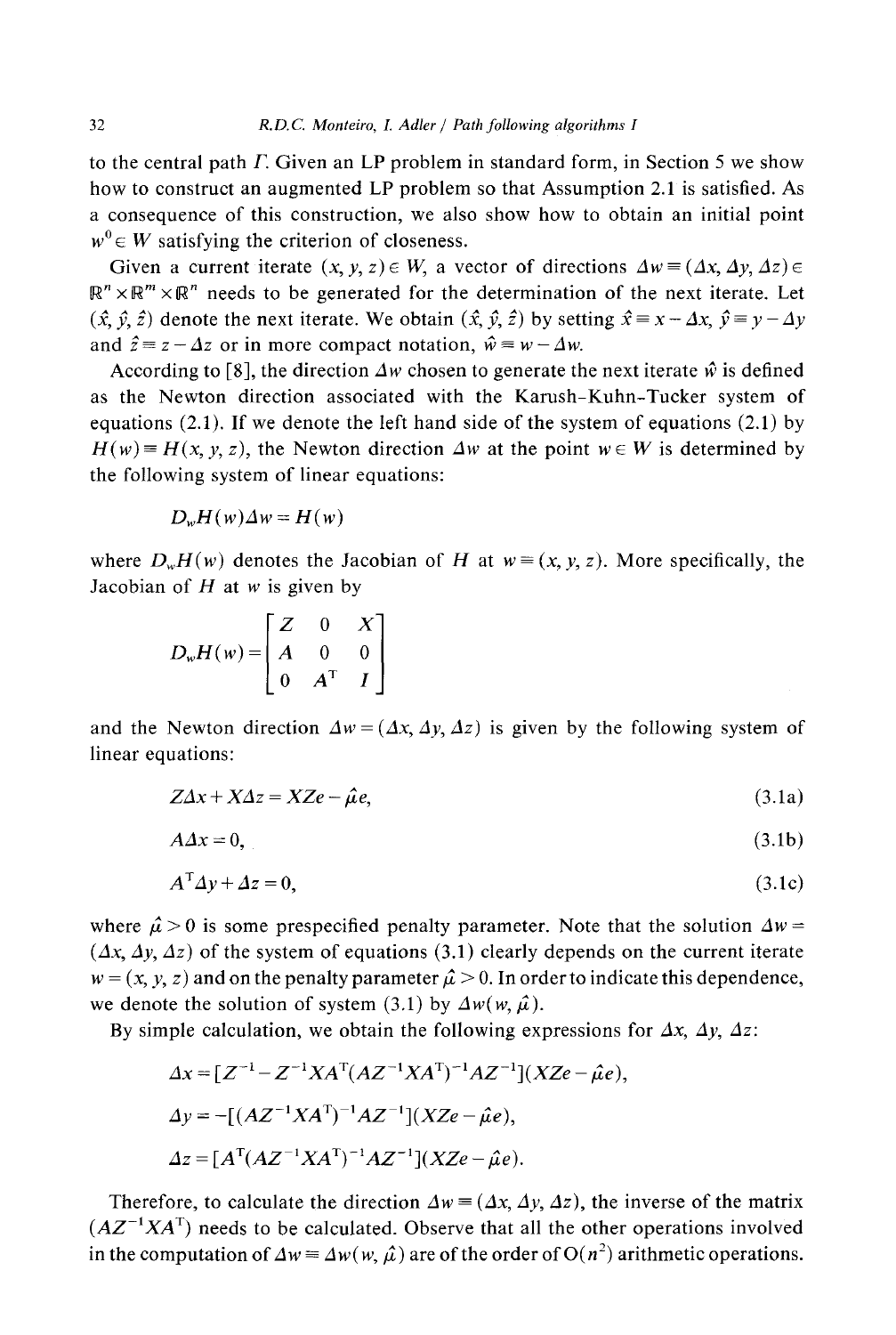to the central path $\Gamma$. Given an LP problem in standard form, in Section 5 we show how to construct an augmented LP problem so that Assumption 2.1 is satisfied. As a consequence of this construction, we also show how to obtain an initial point $w^0 \in W$ satisfying the criterion of closeness.

Given a current iterate $(x, y, z) \in W$, a vector of directions $\Delta w \equiv (\Delta x, \Delta y, \Delta z) \in \mathbb{R}^n \times \mathbb{R}^m \times \mathbb{R}^n$ needs to be generated for the determination of the next iterate. Let $(\hat{x}, \hat{y}, \hat{z})$ denote the next iterate. We obtain $(\hat{x}, \hat{y}, \hat{z})$ by setting $\hat{x} \equiv x - \Delta x$, $\hat{y} \equiv y - \Delta y$ and $\hat{z} \equiv z - \Delta z$ or in more compact notation, $\hat{w} \equiv w - \Delta w$.

According to [8], the direction $\Delta w$ chosen to generate the next iterate $\hat{w}$ is defined as the Newton direction associated with the Karush-Kuhn-Tucker system of equations (2.1). If we denote the left hand side of the system of equations (2.1) by $H(w) \equiv H(x, y, z)$, the Newton direction $\Delta w$ at the point $w \in W$ is determined by the following system of linear equations:

$$D_w H(w) \Delta w = H(w)$$

where $D_w H(w)$ denotes the Jacobian of $H$ at $w \equiv (x, y, z)$. More specifically, the Jacobian of $H$ at $w$ is given by

$$D_w H(w) = \begin{bmatrix} Z & 0 & X \\ A & 0 & 0 \\ 0 & A^{\mathrm{T}} & I \end{bmatrix}$$

and the Newton direction $\Delta w = (\Delta x, \Delta y, \Delta z)$ is given by the following system of linear equations:

$$Z\Delta x + X\Delta z = XZe - \hat{\mu}e, \tag{3.1a}$$

$$A\Delta x = 0, \tag{3.1b}$$

$$A^{\mathrm{T}}\Delta y + \Delta z = 0, \tag{3.1c}$$

where $\hat{\mu} > 0$ is some prespecified penalty parameter. Note that the solution $\Delta w = (\Delta x, \Delta y, \Delta z)$ of the system of equations (3.1) clearly depends on the current iterate $w = (x, y, z)$ and on the penalty parameter $\hat{\mu} > 0$. In order to indicate this dependence, we denote the solution of system (3.1) by $\Delta w(w, \hat{\mu})$.

By simple calculation, we obtain the following expressions for $\Delta x$, $\Delta y$, $\Delta z$:

$$\Delta x = [Z^{-1} - Z^{-1}XA^{\mathrm{T}}(AZ^{-1}XA^{\mathrm{T}})^{-1}AZ^{-1}](XZe - \hat{\mu}e),$$

$$\Delta y = -[(AZ^{-1}XA^{\mathrm{T}})^{-1}AZ^{-1}](XZe - \hat{\mu}e),$$

$$\Delta z = [A^{\mathrm{T}}(AZ^{-1}XA^{\mathrm{T}})^{-1}AZ^{-1}](XZe - \hat{\mu}e).$$

Therefore, to calculate the direction $\Delta w \equiv (\Delta x, \Delta y, \Delta z)$, the inverse of the matrix $(AZ^{-1}XA^{\mathrm{T}})$ needs to be calculated. Observe that all the other operations involved in the computation of $\Delta w \equiv \Delta w(w, \hat{\mu})$ are of the order of $O(n^2)$ arithmetic operations.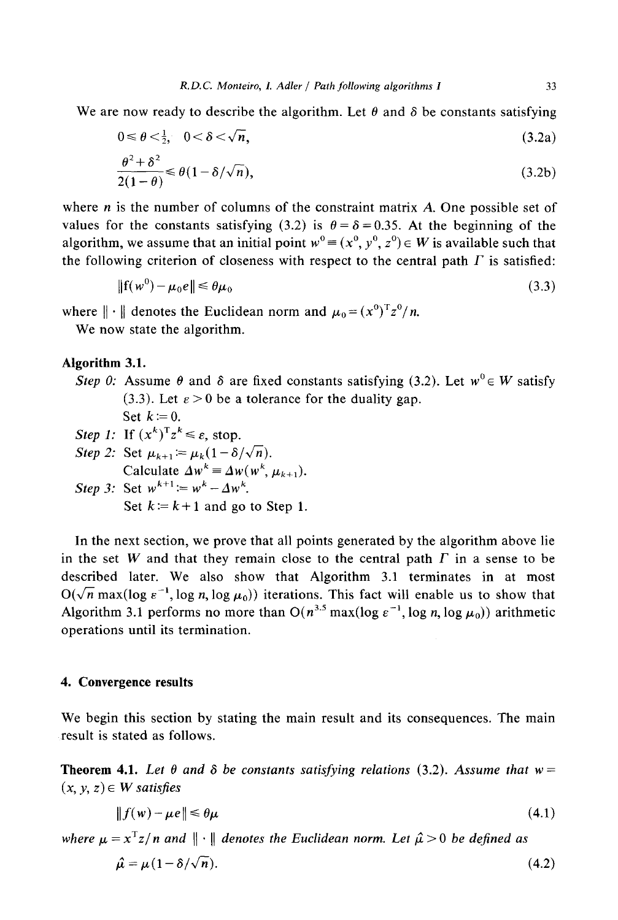We are now ready to describe the algorithm. Let $\theta$ and $\delta$ be constants satisfying

$$0 \leq \theta < \tfrac{1}{2}, \quad 0 < \delta < \sqrt{n}, \tag{3.2a}$$

$$\frac{\theta^2 + \delta^2}{2(1-\theta)} \leq \theta(1 - \delta/\sqrt{n}), \tag{3.2b}$$

where $n$ is the number of columns of the constraint matrix $A$. One possible set of values for the constants satisfying (3.2) is $\theta = \delta = 0.35$. At the beginning of the algorithm, we assume that an initial point $w^0 \equiv (x^0, y^0, z^0) \in W$ is available such that the following criterion of closeness with respect to the central path $\Gamma$ is satisfied:

$$\|f(w^0) - \mu_0 e\| \leq \theta \mu_0 \tag{3.3}$$

where $\|\cdot\|$ denotes the Euclidean norm and $\mu_0 = (x^0)^T z^0 / n$.

We now state the algorithm.

**Algorithm 3.1.**

*Step 0:* Assume $\theta$ and $\delta$ are fixed constants satisfying (3.2). Let $w^0 \in W$ satisfy (3.3). Let $\varepsilon > 0$ be a tolerance for the duality gap.
Set $k := 0$.

*Step 1:* If $(x^k)^T z^k \leq \varepsilon$, stop.

*Step 2:* Set $\mu_{k+1} := \mu_k(1 - \delta/\sqrt{n})$.
Calculate $\Delta w^k \equiv \Delta w(w^k, \mu_{k+1})$.

*Step 3:* Set $w^{k+1} := w^k - \Delta w^k$.
Set $k := k + 1$ and go to Step 1.

In the next section, we prove that all points generated by the algorithm above lie in the set $W$ and that they remain close to the central path $\Gamma$ in a sense to be described later. We also show that Algorithm 3.1 terminates in at most $O(\sqrt{n} \max(\log \varepsilon^{-1}, \log n, \log \mu_0))$ iterations. This fact will enable us to show that Algorithm 3.1 performs no more than $O(n^{3.5} \max(\log \varepsilon^{-1}, \log n, \log \mu_0))$ arithmetic operations until its termination.

## 4. Convergence results

We begin this section by stating the main result and its consequences. The main result is stated as follows.

**Theorem 4.1.** *Let $\theta$ and $\delta$ be constants satisfying relations* (3.2). *Assume that $w = (x, y, z) \in W$ satisfies*

$$\|f(w) - \mu e\| \leq \theta \mu \tag{4.1}$$

*where $\mu = x^T z / n$ and $\|\cdot\|$ denotes the Euclidean norm. Let $\hat{\mu} > 0$ be defined as*

$$\hat{\mu} = \mu(1 - \delta/\sqrt{n}). \tag{4.2}$$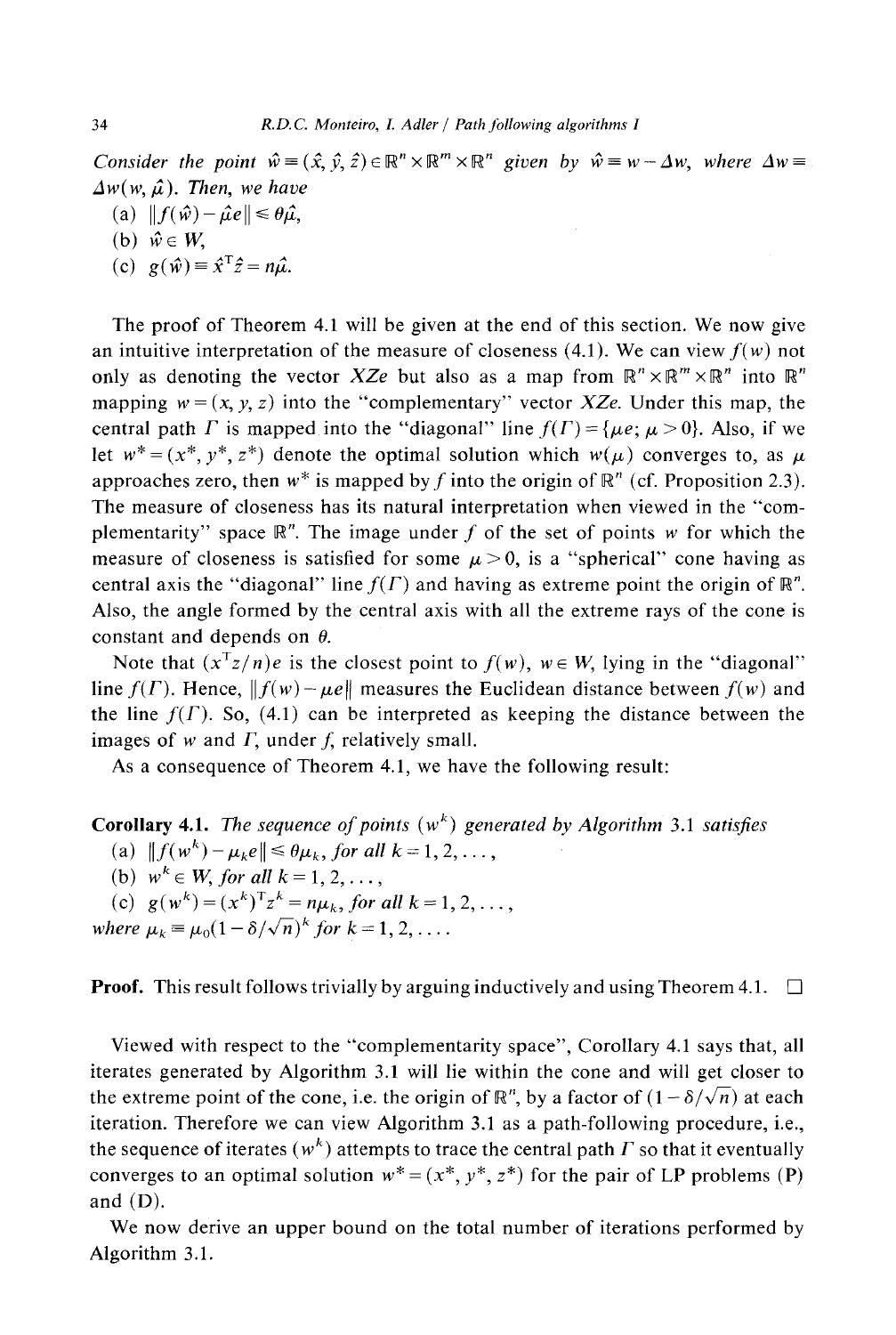*Consider the point* $\hat{w} \equiv (\hat{x}, \hat{y}, \hat{z}) \in \mathbb{R}^n \times \mathbb{R}^m \times \mathbb{R}^n$ *given by* $\hat{w} \equiv w - \Delta w$, *where* $\Delta w \equiv \Delta w(w, \hat{\mu})$. *Then, we have*

(a) $\|f(\hat{w}) - \hat{\mu}e\| \leq \theta\hat{\mu}$,

(b) $\hat{w} \in W$,

(c) $g(\hat{w}) \equiv \hat{x}^{\mathrm{T}}\hat{z} = n\hat{\mu}$.

The proof of Theorem 4.1 will be given at the end of this section. We now give an intuitive interpretation of the measure of closeness (4.1). We can view $f(w)$ not only as denoting the vector $XZe$ but also as a map from $\mathbb{R}^n \times \mathbb{R}^m \times \mathbb{R}^n$ into $\mathbb{R}^n$ mapping $w = (x, y, z)$ into the "complementary" vector $XZe$. Under this map, the central path $\Gamma$ is mapped into the "diagonal" line $f(\Gamma) = \{\mu e;\ \mu > 0\}$. Also, if we let $w^* = (x^*, y^*, z^*)$ denote the optimal solution which $w(\mu)$ converges to, as $\mu$ approaches zero, then $w^*$ is mapped by $f$ into the origin of $\mathbb{R}^n$ (cf. Proposition 2.3). The measure of closeness has its natural interpretation when viewed in the "complementarity" space $\mathbb{R}^n$. The image under $f$ of the set of points $w$ for which the measure of closeness is satisfied for some $\mu > 0$, is a "spherical" cone having as central axis the "diagonal" line $f(\Gamma)$ and having as extreme point the origin of $\mathbb{R}^n$. Also, the angle formed by the central axis with all the extreme rays of the cone is constant and depends on $\theta$.

Note that $(x^{\mathrm{T}}z/n)e$ is the closest point to $f(w)$, $w \in W$, lying in the "diagonal" line $f(\Gamma)$. Hence, $\|f(w) - \mu e\|$ measures the Euclidean distance between $f(w)$ and the line $f(\Gamma)$. So, (4.1) can be interpreted as keeping the distance between the images of $w$ and $\Gamma$, under $f$, relatively small.

As a consequence of Theorem 4.1, we have the following result:

**Corollary 4.1.** *The sequence of points* $(w^k)$ *generated by Algorithm* 3.1 *satisfies*

(a) $\|f(w^k) - \mu_k e\| \leq \theta\mu_k$, *for all* $k = 1, 2, \ldots$,

(b) $w^k \in W$, *for all* $k = 1, 2, \ldots$,

(c) $g(w^k) = (x^k)^{\mathrm{T}}z^k = n\mu_k$, *for all* $k = 1, 2, \ldots$,

*where* $\mu_k \equiv \mu_0(1 - \delta/\sqrt{n})^k$ *for* $k = 1, 2, \ldots$.

**Proof.** This result follows trivially by arguing inductively and using Theorem 4.1. $\square$

Viewed with respect to the "complementarity space", Corollary 4.1 says that, all iterates generated by Algorithm 3.1 will lie within the cone and will get closer to the extreme point of the cone, i.e. the origin of $\mathbb{R}^n$, by a factor of $(1 - \delta/\sqrt{n})$ at each iteration. Therefore we can view Algorithm 3.1 as a path-following procedure, i.e., the sequence of iterates $(w^k)$ attempts to trace the central path $\Gamma$ so that it eventually converges to an optimal solution $w^* = (x^*, y^*, z^*)$ for the pair of LP problems (P) and (D).

We now derive an upper bound on the total number of iterations performed by Algorithm 3.1.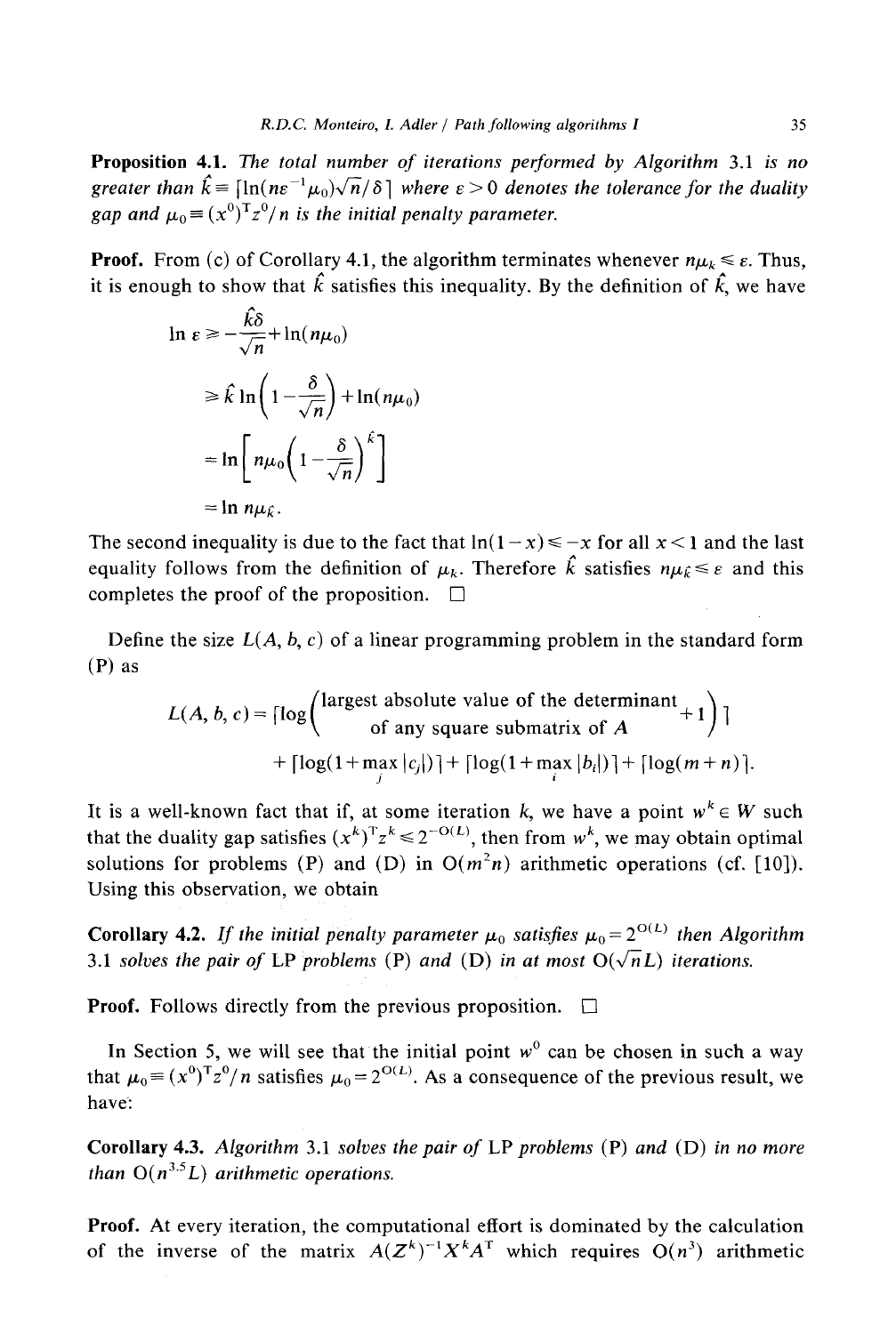**Proposition 4.1.** *The total number of iterations performed by Algorithm* 3.1 *is no greater than* $\hat{k} \equiv \lceil \ln(n\varepsilon^{-1}\mu_0)\sqrt{n}/\delta \rceil$ *where* $\varepsilon > 0$ *denotes the tolerance for the duality gap and* $\mu_0 \equiv (x^0)^{\mathrm{T}} z^0/n$ *is the initial penalty parameter.*

**Proof.** From (c) of Corollary 4.1, the algorithm terminates whenever $n\mu_k \leqslant \varepsilon$. Thus, it is enough to show that $\hat{k}$ satisfies this inequality. By the definition of $\hat{k}$, we have

$$\begin{aligned}
\ln \varepsilon &\geqslant -\frac{\hat{k}\delta}{\sqrt{n}} + \ln(n\mu_0) \\
&\geqslant \hat{k} \ln\left(1 - \frac{\delta}{\sqrt{n}}\right) + \ln(n\mu_0) \\
&= \ln\left[n\mu_0\left(1 - \frac{\delta}{\sqrt{n}}\right)^{\hat{k}}\right] \\
&= \ln n\mu_{\hat{k}}.
\end{aligned}$$

The second inequality is due to the fact that $\ln(1-x) \leqslant -x$ for all $x < 1$ and the last equality follows from the definition of $\mu_k$. Therefore $\hat{k}$ satisfies $n\mu_{\hat{k}} \leqslant \varepsilon$ and this completes the proof of the proposition. $\square$

Define the size $L(A, b, c)$ of a linear programming problem in the standard form (P) as

$$\begin{aligned}
L(A, b, c) = &\left\lceil \log\begin{pmatrix}\text{largest absolute value of the determinant} \\ \text{of any square submatrix of } A\end{pmatrix} + 1 \right\rceil \\
&+ \lceil \log(1 + \max_j |c_j|) \rceil + \lceil \log(1 + \max_i |b_i|) \rceil + \lceil \log(m+n) \rceil.
\end{aligned}$$

It is a well-known fact that if, at some iteration $k$, we have a point $w^k \in W$ such that the duality gap satisfies $(x^k)^{\mathrm{T}} z^k \leqslant 2^{-\mathrm{O}(L)}$, then from $w^k$, we may obtain optimal solutions for problems (P) and (D) in $\mathrm{O}(m^2 n)$ arithmetic operations (cf. [10]). Using this observation, we obtain

**Corollary 4.2.** *If the initial penalty parameter* $\mu_0$ *satisfies* $\mu_0 = 2^{\mathrm{O}(L)}$ *then Algorithm* 3.1 *solves the pair of* LP *problems* (P) *and* (D) *in at most* $\mathrm{O}(\sqrt{n}L)$ *iterations.*

**Proof.** Follows directly from the previous proposition. $\square$

In Section 5, we will see that the initial point $w^0$ can be chosen in such a way that $\mu_0 \equiv (x^0)^{\mathrm{T}} z^0/n$ satisfies $\mu_0 = 2^{\mathrm{O}(L)}$. As a consequence of the previous result, we have:

**Corollary 4.3.** *Algorithm* 3.1 *solves the pair of* LP *problems* (P) *and* (D) *in no more than* $\mathrm{O}(n^{3.5}L)$ *arithmetic operations.*

**Proof.** At every iteration, the computational effort is dominated by the calculation of the inverse of the matrix $A(Z^k)^{-1}X^k A^{\mathrm{T}}$ which requires $\mathrm{O}(n^3)$ arithmetic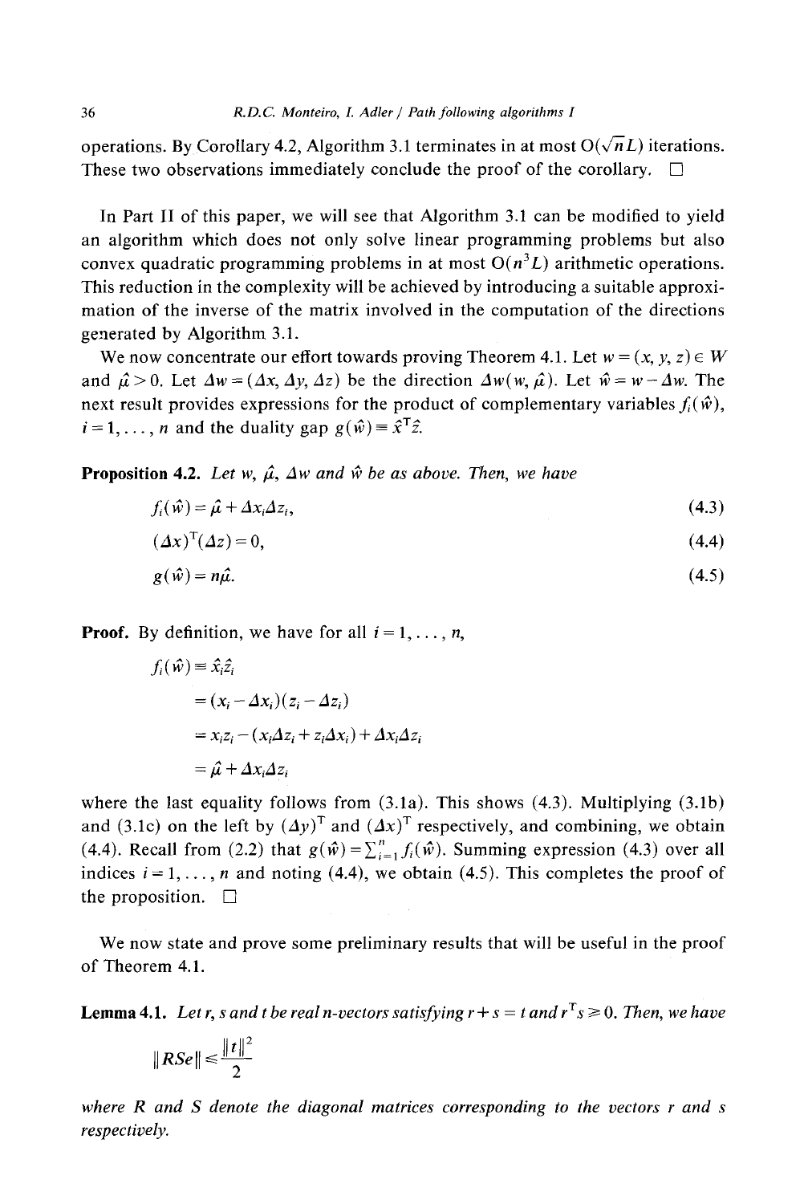operations. By Corollary 4.2, Algorithm 3.1 terminates in at most $O(\sqrt{n}L)$ iterations. These two observations immediately conclude the proof of the corollary. □

In Part II of this paper, we will see that Algorithm 3.1 can be modified to yield an algorithm which does not only solve linear programming problems but also convex quadratic programming problems in at most $O(n^3L)$ arithmetic operations. This reduction in the complexity will be achieved by introducing a suitable approximation of the inverse of the matrix involved in the computation of the directions generated by Algorithm 3.1.

We now concentrate our effort towards proving Theorem 4.1. Let $w = (x, y, z) \in W$ and $\hat{\mu} > 0$. Let $\Delta w = (\Delta x, \Delta y, \Delta z)$ be the direction $\Delta w(w, \hat{\mu})$. Let $\hat{w} = w - \Delta w$. The next result provides expressions for the product of complementary variables $f_i(\hat{w})$, $i = 1, \ldots, n$ and the duality gap $g(\hat{w}) \equiv \hat{x}^T\hat{z}$.

**Proposition 4.2.** *Let $w$, $\hat{\mu}$, $\Delta w$ and $\hat{w}$ be as above. Then, we have*

$$f_i(\hat{w}) = \hat{\mu} + \Delta x_i \Delta z_i, \tag{4.3}$$

$$(\Delta x)^T(\Delta z) = 0, \tag{4.4}$$

$$g(\hat{w}) = n\hat{\mu}. \tag{4.5}$$

**Proof.** By definition, we have for all $i = 1, \ldots, n$,

$$\begin{aligned} f_i(\hat{w}) &\equiv \hat{x}_i \hat{z}_i \\ &= (x_i - \Delta x_i)(z_i - \Delta z_i) \\ &= x_i z_i - (x_i \Delta z_i + z_i \Delta x_i) + \Delta x_i \Delta z_i \\ &= \hat{\mu} + \Delta x_i \Delta z_i \end{aligned}$$

where the last equality follows from (3.1a). This shows (4.3). Multiplying (3.1b) and (3.1c) on the left by $(\Delta y)^T$ and $(\Delta x)^T$ respectively, and combining, we obtain (4.4). Recall from (2.2) that $g(\hat{w}) = \sum_{i=1}^n f_i(\hat{w})$. Summing expression (4.3) over all indices $i = 1, \ldots, n$ and noting (4.4), we obtain (4.5). This completes the proof of the proposition. □

We now state and prove some preliminary results that will be useful in the proof of Theorem 4.1.

**Lemma 4.1.** *Let $r$, $s$ and $t$ be real $n$-vectors satisfying $r + s = t$ and $r^T s \geq 0$. Then, we have*

$$\|RSe\| \leq \frac{\|t\|^2}{2}$$

*where $R$ and $S$ denote the diagonal matrices corresponding to the vectors $r$ and $s$ respectively.*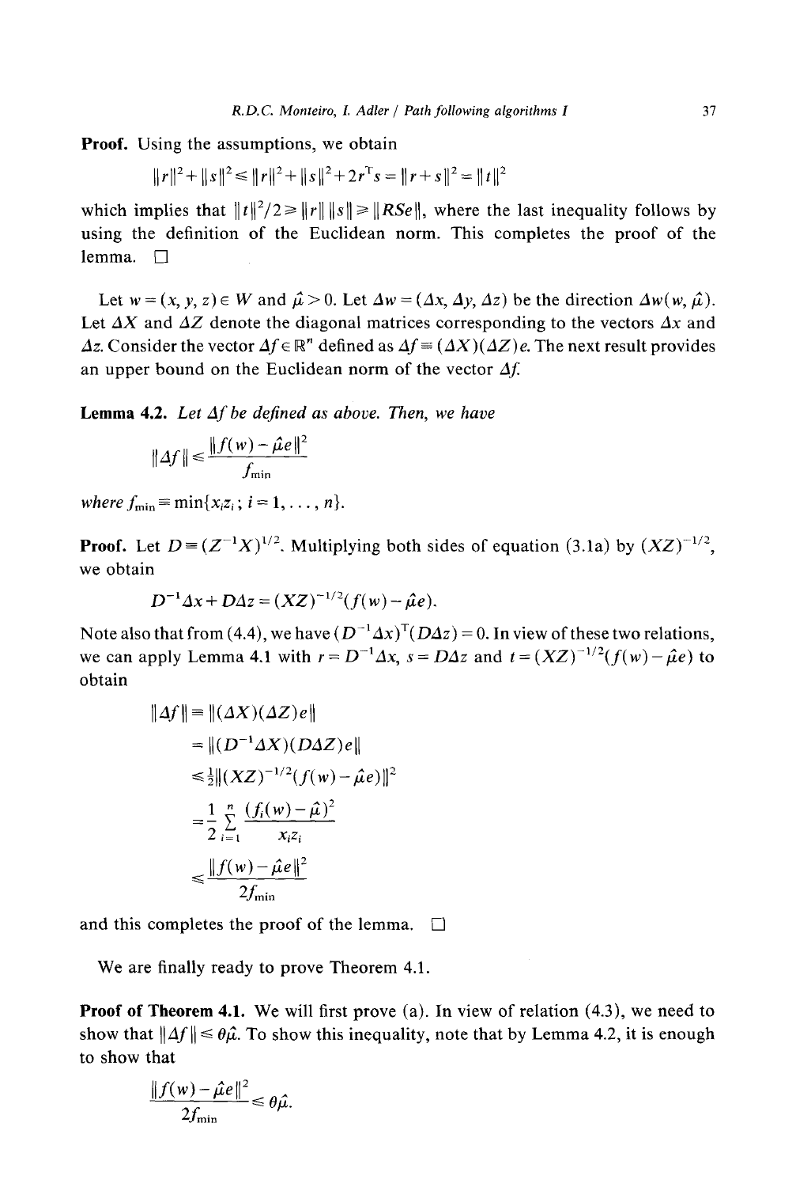**Proof.** Using the assumptions, we obtain

$$\|r\|^2+\|s\|^2 \leq \|r\|^2+\|s\|^2+2r^{\mathrm{T}}s = \|r+s\|^2 = \|t\|^2$$

which implies that $\|t\|^2/2 \geq \|r\| \, \|s\| \geq \|RSe\|$, where the last inequality follows by using the definition of the Euclidean norm. This completes the proof of the lemma. □

Let $w=(x, y, z) \in W$ and $\hat{\mu}>0$. Let $\Delta w = (\Delta x, \Delta y, \Delta z)$ be the direction $\Delta w(w, \hat{\mu})$. Let $\Delta X$ and $\Delta Z$ denote the diagonal matrices corresponding to the vectors $\Delta x$ and $\Delta z$. Consider the vector $\Delta f \in \mathbb{R}^n$ defined as $\Delta f \equiv (\Delta X)(\Delta Z)e$. The next result provides an upper bound on the Euclidean norm of the vector $\Delta f$.

**Lemma 4.2.** *Let $\Delta f$ be defined as above. Then, we have*

$$\|\Delta f\| \leq \frac{\|f(w)-\hat{\mu}e\|^2}{f_{\min}}$$

*where* $f_{\min} \equiv \min\{x_i z_i;\ i=1,\ldots,n\}$.

**Proof.** Let $D \equiv (Z^{-1}X)^{1/2}$. Multiplying both sides of equation (3.1a) by $(XZ)^{-1/2}$, we obtain

$$D^{-1}\Delta x + D\Delta z = (XZ)^{-1/2}(f(w)-\hat{\mu}e).$$

Note also that from (4.4), we have $(D^{-1}\Delta x)^{\mathrm{T}}(D\Delta z)=0$. In view of these two relations, we can apply Lemma 4.1 with $r=D^{-1}\Delta x$, $s=D\Delta z$ and $t=(XZ)^{-1/2}(f(w)-\hat{\mu}e)$ to obtain

$$\begin{aligned}
\|\Delta f\| &\equiv \|(\Delta X)(\Delta Z)e\| \\
&= \|(D^{-1}\Delta X)(D\Delta Z)e\| \\
&\leq \tfrac{1}{2}\|(XZ)^{-1/2}(f(w)-\hat{\mu}e)\|^2 \\
&= \frac{1}{2}\sum_{i=1}^{n}\frac{(f_i(w)-\hat{\mu})^2}{x_i z_i} \\
&\leq \frac{\|f(w)-\hat{\mu}e\|^2}{2f_{\min}}
\end{aligned}$$

and this completes the proof of the lemma. □

We are finally ready to prove Theorem 4.1.

**Proof of Theorem 4.1.** We will first prove (a). In view of relation (4.3), we need to show that $\|\Delta f\| \leq \theta\hat{\mu}$. To show this inequality, note that by Lemma 4.2, it is enough to show that

$$\frac{\|f(w)-\hat{\mu}e\|^2}{2f_{\min}} \leq \theta\hat{\mu}.$$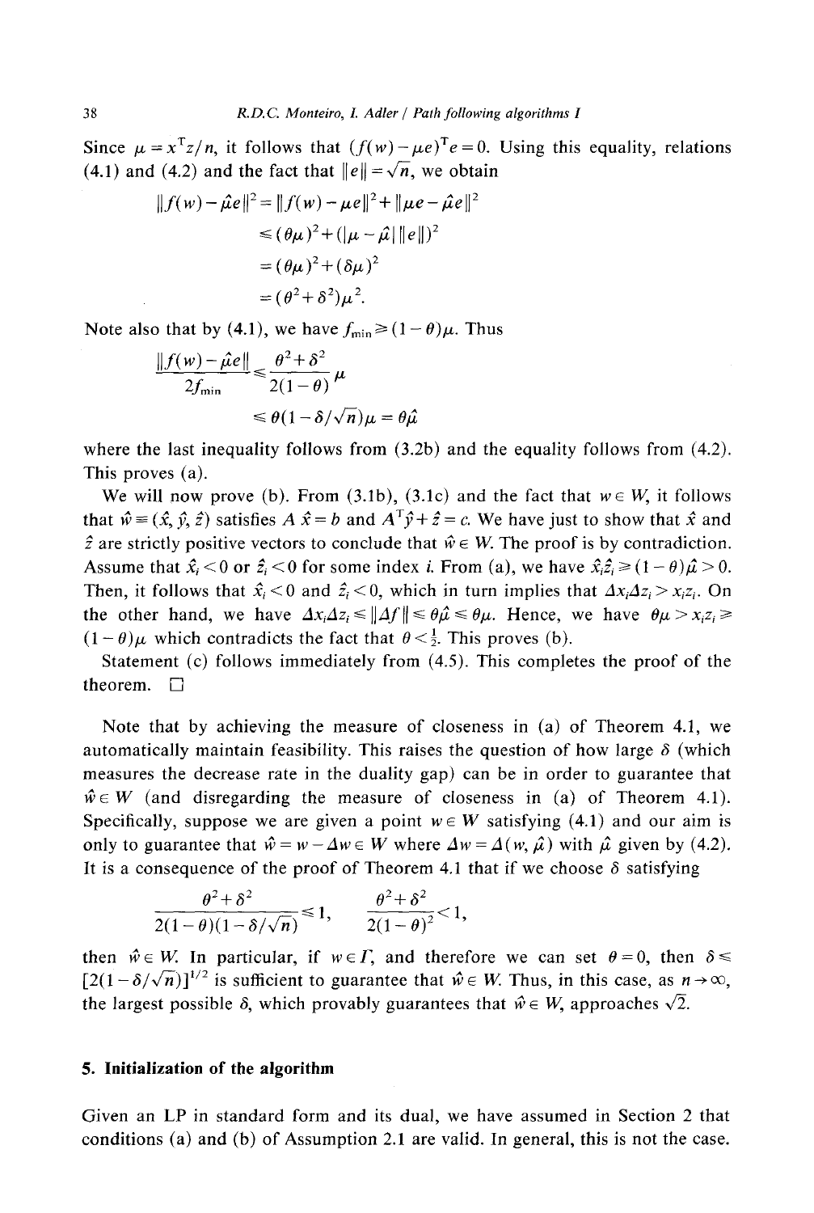Since $\mu = x^{\mathrm{T}}z/n$, it follows that $(f(w) - \mu e)^{\mathrm{T}}e = 0$. Using this equality, relations (4.1) and (4.2) and the fact that $\|e\| = \sqrt{n}$, we obtain

$$
\begin{aligned}
\|f(w) - \hat{\mu}e\|^2 &= \|f(w) - \mu e\|^2 + \|\mu e - \hat{\mu} e\|^2 \\
&\leq (\theta\mu)^2 + (|\mu - \hat{\mu}|\,\|e\|)^2 \\
&= (\theta\mu)^2 + (\delta\mu)^2 \\
&= (\theta^2 + \delta^2)\mu^2.
\end{aligned}
$$

Note also that by (4.1), we have $f_{\min} \geq (1-\theta)\mu$. Thus

$$
\begin{aligned}
\frac{\|f(w) - \hat{\mu}e\|}{2f_{\min}} &\leq \frac{\theta^2 + \delta^2}{2(1-\theta)}\mu \\
&\leq \theta(1 - \delta/\sqrt{n})\mu = \theta\hat{\mu}
\end{aligned}
$$

where the last inequality follows from (3.2b) and the equality follows from (4.2). This proves (a).

We will now prove (b). From (3.1b), (3.1c) and the fact that $w \in W$, it follows that $\hat{w} \equiv (\hat{x}, \hat{y}, \hat{z})$ satisfies $A\hat{x} = b$ and $A^{\mathrm{T}}\hat{y} + \hat{z} = c$. We have just to show that $\hat{x}$ and $\hat{z}$ are strictly positive vectors to conclude that $\hat{w} \in W$. The proof is by contradiction. Assume that $\hat{x}_i < 0$ or $\hat{z}_i < 0$ for some index $i$. From (a), we have $\hat{x}_i\hat{z}_i \geq (1-\theta)\hat{\mu} > 0$. Then, it follows that $\hat{x}_i < 0$ and $\hat{z}_i < 0$, which in turn implies that $\Delta x_i \Delta z_i > x_i z_i$. On the other hand, we have $\Delta x_i \Delta z_i \leq \|\Delta f\| \leq \theta\hat{\mu} \leq \theta\mu$. Hence, we have $\theta\mu > x_i z_i \geq (1-\theta)\mu$ which contradicts the fact that $\theta < \frac{1}{2}$. This proves (b).

Statement (c) follows immediately from (4.5). This completes the proof of the theorem. $\square$

Note that by achieving the measure of closeness in (a) of Theorem 4.1, we automatically maintain feasibility. This raises the question of how large $\delta$ (which measures the decrease rate in the duality gap) can be in order to guarantee that $\hat{w} \in W$ (and disregarding the measure of closeness in (a) of Theorem 4.1). Specifically, suppose we are given a point $w \in W$ satisfying (4.1) and our aim is only to guarantee that $\hat{w} = w - \Delta w \in W$ where $\Delta w = \Delta(w, \hat{\mu})$ with $\hat{\mu}$ given by (4.2). It is a consequence of the proof of Theorem 4.1 that if we choose $\delta$ satisfying

$$
\frac{\theta^2 + \delta^2}{2(1-\theta)(1-\delta/\sqrt{n})} \leq 1, \qquad \frac{\theta^2 + \delta^2}{2(1-\theta)^2} < 1,
$$

then $\hat{w} \in W$. In particular, if $w \in \Gamma$, and therefore we can set $\theta = 0$, then $\delta \leq [2(1 - \delta/\sqrt{n})]^{1/2}$ is sufficient to guarantee that $\hat{w} \in W$. Thus, in this case, as $n \to \infty$, the largest possible $\delta$, which provably guarantees that $\hat{w} \in W$, approaches $\sqrt{2}$.

## 5. Initialization of the algorithm

Given an LP in standard form and its dual, we have assumed in Section 2 that conditions (a) and (b) of Assumption 2.1 are valid. In general, this is not the case.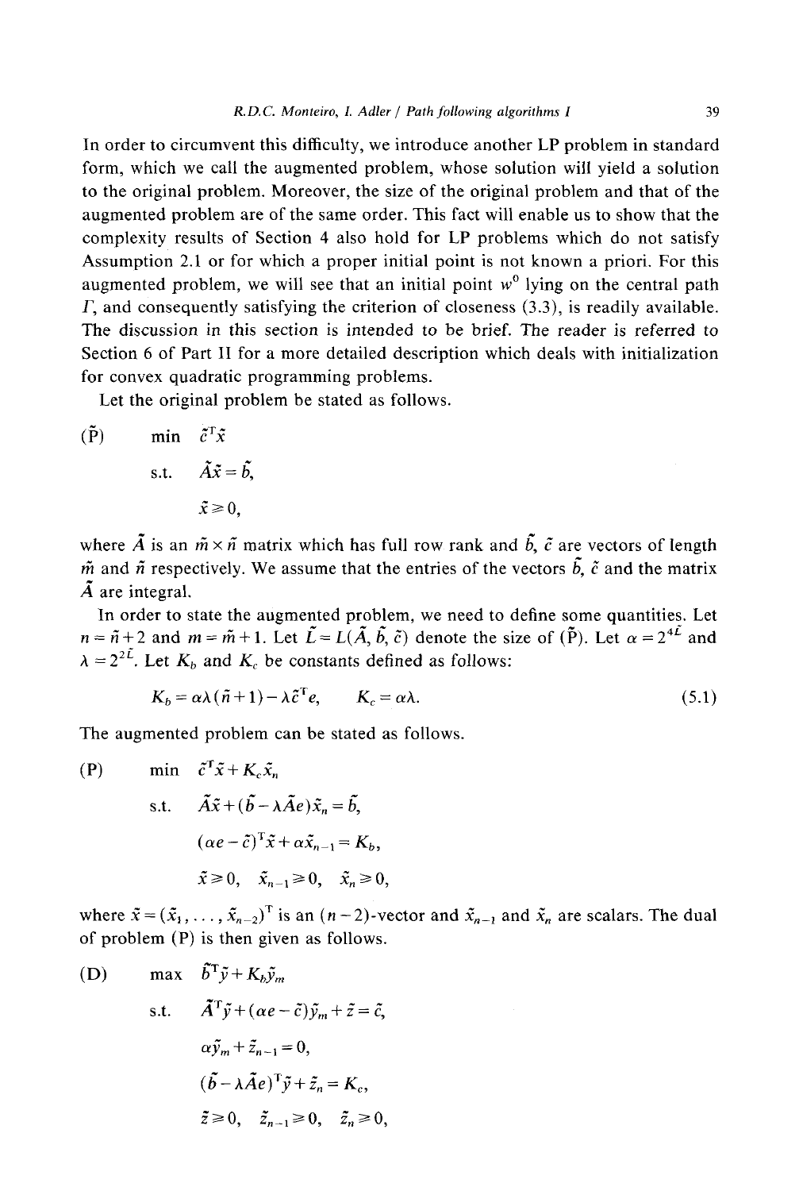In order to circumvent this difficulty, we introduce another LP problem in standard form, which we call the augmented problem, whose solution will yield a solution to the original problem. Moreover, the size of the original problem and that of the augmented problem are of the same order. This fact will enable us to show that the complexity results of Section 4 also hold for LP problems which do not satisfy Assumption 2.1 or for which a proper initial point is not known a priori. For this augmented problem, we will see that an initial point $w^0$ lying on the central path $\Gamma$, and consequently satisfying the criterion of closeness (3.3), is readily available. The discussion in this section is intended to be brief. The reader is referred to Section 6 of Part II for a more detailed description which deals with initialization for convex quadratic programming problems.

Let the original problem be stated as follows.

$$
(\tilde{\mathrm{P}}) \qquad \begin{aligned} \min \quad & \tilde{c}^{\mathrm{T}}\tilde{x} \\ \text{s.t.} \quad & \tilde{A}\tilde{x} = \tilde{b}, \\ & \tilde{x} \geq 0, \end{aligned}
$$

where $\tilde{A}$ is an $\tilde{m} \times \tilde{n}$ matrix which has full row rank and $\tilde{b}$, $\tilde{c}$ are vectors of length $\tilde{m}$ and $\tilde{n}$ respectively. We assume that the entries of the vectors $\tilde{b}$, $\tilde{c}$ and the matrix $\tilde{A}$ are integral.

In order to state the augmented problem, we need to define some quantities. Let $n = \tilde{n}+2$ and $m = \tilde{m}+1$. Let $\tilde{L} = L(\tilde{A}, \tilde{b}, \tilde{c})$ denote the size of $(\tilde{\mathrm{P}})$. Let $\alpha = 2^{4\tilde{L}}$ and $\lambda = 2^{2\tilde{L}}$. Let $K_b$ and $K_c$ be constants defined as follows:

$$
K_b = \alpha\lambda(\tilde{n}+1) - \lambda\tilde{c}^{\mathrm{T}}e, \qquad K_c = \alpha\lambda. \tag{5.1}
$$

The augmented problem can be stated as follows.

$$
(\mathrm{P}) \qquad \begin{aligned} \min \quad & \tilde{c}^{\mathrm{T}}\tilde{x} + K_c\tilde{x}_n \\ \text{s.t.} \quad & \tilde{A}\tilde{x} + (\tilde{b} - \lambda\tilde{A}e)\tilde{x}_n = \tilde{b}, \\ & (\alpha e - \tilde{c})^{\mathrm{T}}\tilde{x} + \alpha\tilde{x}_{n-1} = K_b, \\ & \tilde{x} \geq 0, \quad \tilde{x}_{n-1} \geq 0, \quad \tilde{x}_n \geq 0, \end{aligned}
$$

where $\tilde{x} = (\tilde{x}_1, \ldots, \tilde{x}_{n-2})^{\mathrm{T}}$ is an $(n-2)$-vector and $\tilde{x}_{n-1}$ and $\tilde{x}_n$ are scalars. The dual of problem (P) is then given as follows.

$$
(\mathrm{D}) \qquad \begin{aligned} \max \quad & \tilde{b}^{\mathrm{T}}\tilde{y} + K_b\tilde{y}_m \\ \text{s.t.} \quad & \tilde{A}^{\mathrm{T}}\tilde{y} + (\alpha e - \tilde{c})\tilde{y}_m + \tilde{z} = \tilde{c}, \\ & \alpha\tilde{y}_m + \tilde{z}_{n-1} = 0, \\ & (\tilde{b} - \lambda\tilde{A}e)^{\mathrm{T}}\tilde{y} + \tilde{z}_n = K_c, \\ & \tilde{z} \geq 0, \quad \tilde{z}_{n-1} \geq 0, \quad \tilde{z}_n \geq 0, \end{aligned}
$$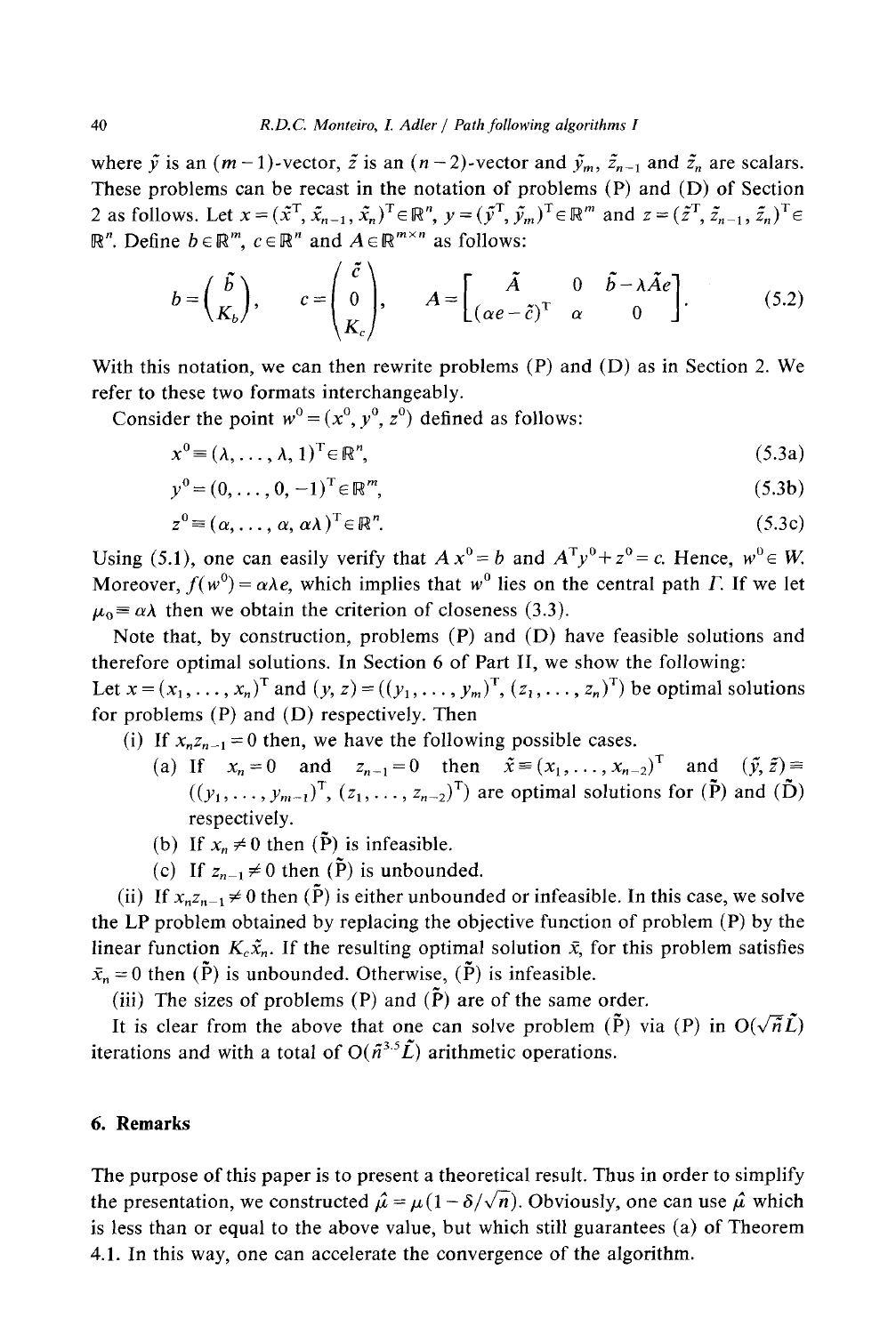where $\tilde{y}$ is an $(m-1)$-vector, $\tilde{z}$ is an $(n-2)$-vector and $\tilde{y}_m$, $\tilde{z}_{n-1}$ and $\tilde{z}_n$ are scalars. These problems can be recast in the notation of problems (P) and (D) of Section 2 as follows. Let $x = (\tilde{x}^T, \tilde{x}_{n-1}, \tilde{x}_n)^T \in \mathbb{R}^n$, $y = (\tilde{y}^T, \tilde{y}_m)^T \in \mathbb{R}^m$ and $z = (\tilde{z}^T, \tilde{z}_{n-1}, \tilde{z}_n)^T \in \mathbb{R}^n$. Define $b \in \mathbb{R}^m$, $c \in \mathbb{R}^n$ and $A \in \mathbb{R}^{m \times n}$ as follows:

$$b = \begin{pmatrix} \tilde{b} \\ K_b \end{pmatrix}, \quad c = \begin{pmatrix} \tilde{c} \\ 0 \\ K_c \end{pmatrix}, \quad A = \begin{bmatrix} \tilde{A} & 0 & \tilde{b} - \lambda \tilde{A} e \\ (\alpha e - \tilde{c})^T & \alpha & 0 \end{bmatrix}. \tag{5.2}$$

With this notation, we can then rewrite problems (P) and (D) as in Section 2. We refer to these two formats interchangeably.

Consider the point $w^0 = (x^0, y^0, z^0)$ defined as follows:

$$x^0 \equiv (\lambda, \ldots, \lambda, 1)^T \in \mathbb{R}^n, \tag{5.3a}$$

$$y^0 = (0, \ldots, 0, -1)^T \in \mathbb{R}^m, \tag{5.3b}$$

$$z^0 \equiv (\alpha, \ldots, \alpha, \alpha\lambda)^T \in \mathbb{R}^n. \tag{5.3c}$$

Using (5.1), one can easily verify that $Ax^0 = b$ and $A^T y^0 + z^0 = c$. Hence, $w^0 \in W$. Moreover, $f(w^0) = \alpha\lambda e$, which implies that $w^0$ lies on the central path $\Gamma$. If we let $\mu_0 \equiv \alpha\lambda$ then we obtain the criterion of closeness (3.3).

Note that, by construction, problems (P) and (D) have feasible solutions and therefore optimal solutions. In Section 6 of Part II, we show the following:
Let $x = (x_1, \ldots, x_n)^T$ and $(y, z) = ((y_1, \ldots, y_m)^T, (z_1, \ldots, z_n)^T)$ be optimal solutions for problems (P) and (D) respectively. Then

(i) If $x_n z_{n-1} = 0$ then, we have the following possible cases.
   (a) If $x_n = 0$ and $z_{n-1} = 0$ then $\tilde{x} \equiv (x_1, \ldots, x_{n-2})^T$ and $(\tilde{y}, \tilde{z}) \equiv ((y_1, \ldots, y_{m-1})^T, (z_1, \ldots, z_{n-2})^T)$ are optimal solutions for $(\tilde{\mathrm{P}})$ and $(\tilde{\mathrm{D}})$ respectively.
   (b) If $x_n \neq 0$ then $(\tilde{\mathrm{P}})$ is infeasible.
   (c) If $z_{n-1} \neq 0$ then $(\tilde{\mathrm{P}})$ is unbounded.

(ii) If $x_n z_{n-1} \neq 0$ then $(\tilde{\mathrm{P}})$ is either unbounded or infeasible. In this case, we solve the LP problem obtained by replacing the objective function of problem (P) by the linear function $K_c \tilde{x}_n$. If the resulting optimal solution $\bar{x}$, for this problem satisfies $\bar{x}_n = 0$ then $(\tilde{\mathrm{P}})$ is unbounded. Otherwise, $(\tilde{\mathrm{P}})$ is infeasible.

(iii) The sizes of problems (P) and $(\tilde{\mathrm{P}})$ are of the same order.

It is clear from the above that one can solve problem $(\tilde{\mathrm{P}})$ via (P) in $O(\sqrt{\tilde{n}}\tilde{L})$ iterations and with a total of $O(\tilde{n}^{3.5}\tilde{L})$ arithmetic operations.

## 6. Remarks

The purpose of this paper is to present a theoretical result. Thus in order to simplify the presentation, we constructed $\hat{\mu} = \mu(1 - \delta/\sqrt{n})$. Obviously, one can use $\hat{\mu}$ which is less than or equal to the above value, but which still guarantees (a) of Theorem 4.1. In this way, one can accelerate the convergence of the algorithm.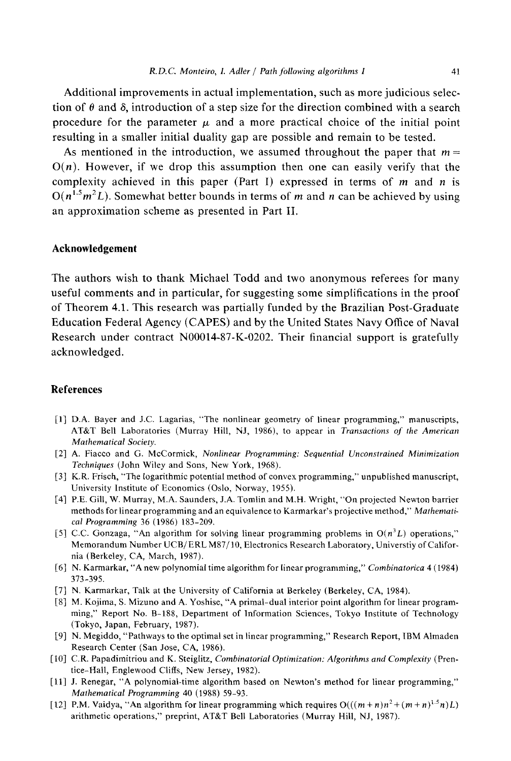Additional improvements in actual implementation, such as more judicious selection of $\theta$ and $\delta$, introduction of a step size for the direction combined with a search procedure for the parameter $\mu$ and a more practical choice of the initial point resulting in a smaller initial duality gap are possible and remain to be tested.

As mentioned in the introduction, we assumed throughout the paper that $m = O(n)$. However, if we drop this assumption then one can easily verify that the complexity achieved in this paper (Part I) expressed in terms of $m$ and $n$ is $O(n^{1.5}m^2L)$. Somewhat better bounds in terms of $m$ and $n$ can be achieved by using an approximation scheme as presented in Part II.

## Acknowledgement

The authors wish to thank Michael Todd and two anonymous referees for many useful comments and in particular, for suggesting some simplifications in the proof of Theorem 4.1. This research was partially funded by the Brazilian Post-Graduate Education Federal Agency (CAPES) and by the United States Navy Office of Naval Research under contract N00014-87-K-0202. Their financial support is gratefully acknowledged.

## References

[1] D.A. Bayer and J.C. Lagarias, "The nonlinear geometry of linear programming," manuscripts, AT&T Bell Laboratories (Murray Hill, NJ, 1986), to appear in *Transactions of the American Mathematical Society*.

[2] A. Fiacco and G. McCormick, *Nonlinear Programming: Sequential Unconstrained Minimization Techniques* (John Wiley and Sons, New York, 1968).

[3] K.R. Frisch, "The logarithmic potential method of convex programming," unpublished manuscript, University Institute of Economics (Oslo, Norway, 1955).

[4] P.E. Gill, W. Murray, M.A. Saunders, J.A. Tomlin and M.H. Wright, "On projected Newton barrier methods for linear programming and an equivalence to Karmarkar's projective method," *Mathematical Programming* 36 (1986) 183-209.

[5] C.C. Gonzaga, "An algorithm for solving linear programming problems in $O(n^3L)$ operations," Memorandum Number UCB/ERL M87/10, Electronics Research Laboratory, Universtiy of California (Berkeley, CA, March, 1987).

[6] N. Karmarkar, "A new polynomial time algorithm for linear programming," *Combinatorica* 4 (1984) 373-395.

[7] N. Karmarkar, Talk at the University of California at Berkeley (Berkeley, CA, 1984).

[8] M. Kojima, S. Mizuno and A. Yoshise, "A primal-dual interior point algorithm for linear programming," Report No. B-188, Department of Information Sciences, Tokyo Institute of Technology (Tokyo, Japan, February, 1987).

[9] N. Megiddo, "Pathways to the optimal set in linear programming," Research Report, IBM Almaden Research Center (San Jose, CA, 1986).

[10] C.R. Papadimitriou and K. Steiglitz, *Combinatorial Optimization: Algorithms and Complexity* (Prentice-Hall, Englewood Cliffs, New Jersey, 1982).

[11] J. Renegar, "A polynomial-time algorithm based on Newton's method for linear programming," *Mathematical Programming* 40 (1988) 59-93.

[12] P.M. Vaidya, "An algorithm for linear programming which requires $O(((m+n)n^2+(m+n)^{1.5}n)L)$ arithmetic operations," preprint, AT&T Bell Laboratories (Murray Hill, NJ, 1987).